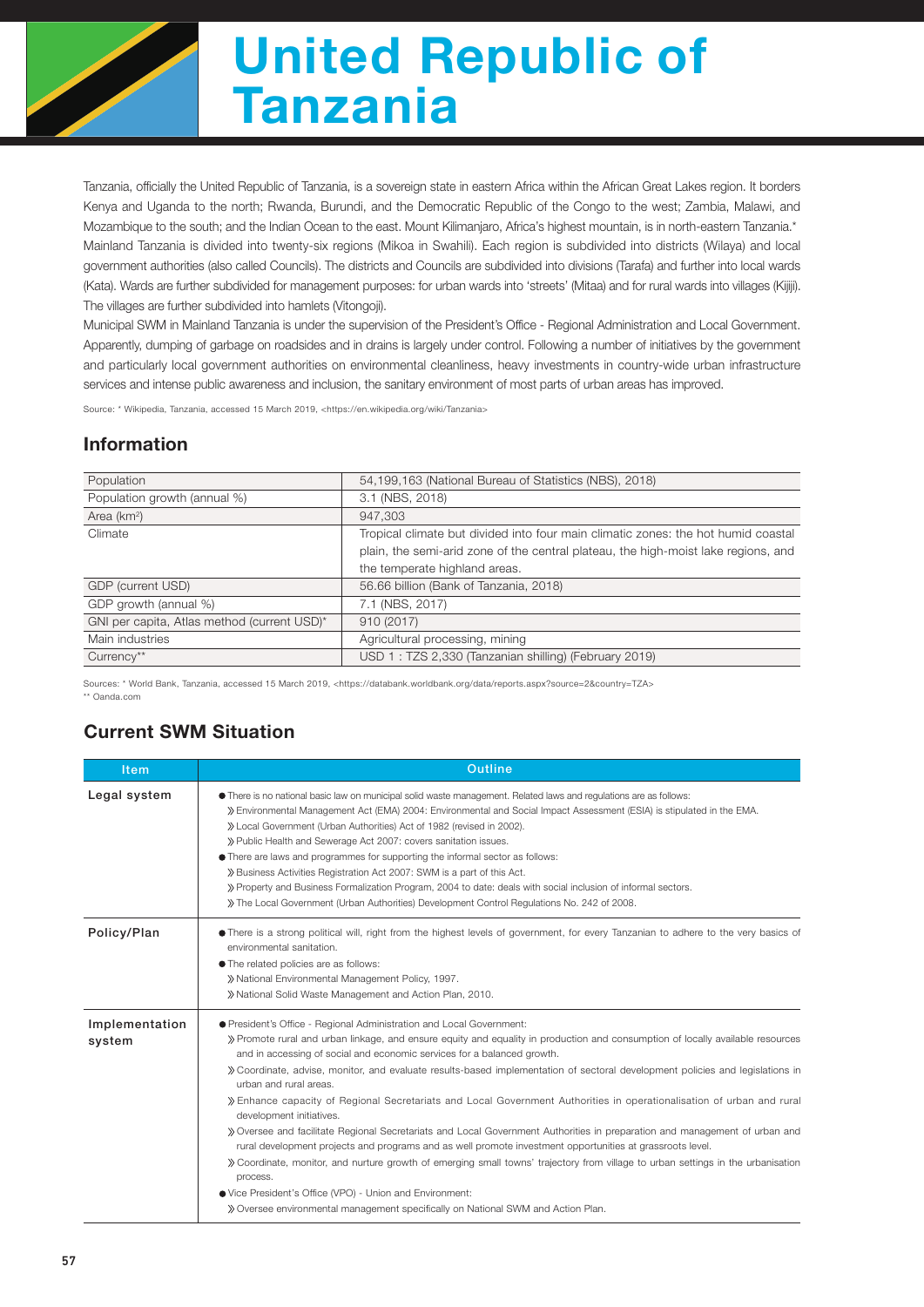# United Republic of Tanzania

Tanzania, officially the United Republic of Tanzania, is a sovereign state in eastern Africa within the African Great Lakes region. It borders Kenya and Uganda to the north; Rwanda, Burundi, and the Democratic Republic of the Congo to the west; Zambia, Malawi, and Mozambique to the south; and the Indian Ocean to the east. Mount Kilimanjaro, Africa's highest mountain, is in north-eastern Tanzania.*

Mainland Tanzania is divided into twenty-six regions (Mikoa in Swahili). Each region is subdivided into districts (Wilaya) and local government authorities (also called Councils). The districts and Councils are subdivided into divisions (Tarafa) and further into local wards (Kata). Wards are further subdivided for management purposes: for urban wards into 'streets' (Mitaa) and for rural wards into villages (Kijiji). The villages are further subdivided into hamlets (Vitongoji).

Municipal SWM in Mainland Tanzania is under the supervision of the President's Office - Regional Administration and Local Government. Apparently, dumping of garbage on roadsides and in drains is largely under control. Following a number of initiatives by the government and particularly local government authorities on environmental cleanliness, heavy investments in country-wide urban infrastructure services and intense public awareness and inclusion, the sanitary environment of most parts of urban areas has improved.

Source: * Wikipedia, Tanzania, accessed 15 March 2019, <https://en.wikipedia.org/wiki/Tanzania>

## Information

| | |
|---|---|
| Population | 54,199,163 (National Bureau of Statistics (NBS), 2018) |
| Population growth (annual %) | 3.1 (NBS, 2018) |
| Area (km$^2$) | 947,303 |
| Climate | Tropical climate but divided into four main climatic zones: the hot humid coastal plain, the semi-arid zone of the central plateau, the high-moist lake regions, and the temperate highland areas. |
| GDP (current USD) | 56.66 billion (Bank of Tanzania, 2018) |
| GDP growth (annual %) | 7.1 (NBS, 2017) |
| GNI per capita, Atlas method (current USD)* | 910 (2017) |
| Main industries | Agricultural processing, mining |
| Currency** | USD 1 : TZS 2,330 (Tanzanian shilling) (February 2019) |

Sources: * World Bank, Tanzania, accessed 15 March 2019, <https://databank.worldbank.org/data/reports.aspx?source=2&country=TZA>
** Oanda.com

## Current SWM Situation

| Item | Outline |
|---|---|
| Legal system | ● There is no national basic law on municipal solid waste management. Related laws and regulations are as follows:<br>» Environmental Management Act (EMA) 2004: Environmental and Social Impact Assessment (ESIA) is stipulated in the EMA.<br>» Local Government (Urban Authorities) Act of 1982 (revised in 2002).<br>» Public Health and Sewerage Act 2007: covers sanitation issues.<br>● There are laws and programmes for supporting the informal sector as follows:<br>» Business Activities Registration Act 2007: SWM is a part of this Act.<br>» Property and Business Formalization Program, 2004 to date: deals with social inclusion of informal sectors.<br>» The Local Government (Urban Authorities) Development Control Regulations No. 242 of 2008. |
| Policy/Plan | ● There is a strong political will, right from the highest levels of government, for every Tanzanian to adhere to the very basics of environmental sanitation.<br>● The related policies are as follows:<br>» National Environmental Management Policy, 1997.<br>» National Solid Waste Management and Action Plan, 2010. |
| Implementation system | ● President's Office - Regional Administration and Local Government:<br>» Promote rural and urban linkage, and ensure equity and equality in production and consumption of locally available resources and in accessing of social and economic services for a balanced growth.<br>» Coordinate, advise, monitor, and evaluate results-based implementation of sectoral development policies and legislations in urban and rural areas.<br>» Enhance capacity of Regional Secretariats and Local Government Authorities in operationalisation of urban and rural development initiatives.<br>» Oversee and facilitate Regional Secretariats and Local Government Authorities in preparation and management of urban and rural development projects and programs and as well promote investment opportunities at grassroots level.<br>» Coordinate, monitor, and nurture growth of emerging small towns' trajectory from village to urban settings in the urbanisation process.<br>● Vice President's Office (VPO) - Union and Environment:<br>» Oversee environmental management specifically on National SWM and Action Plan. |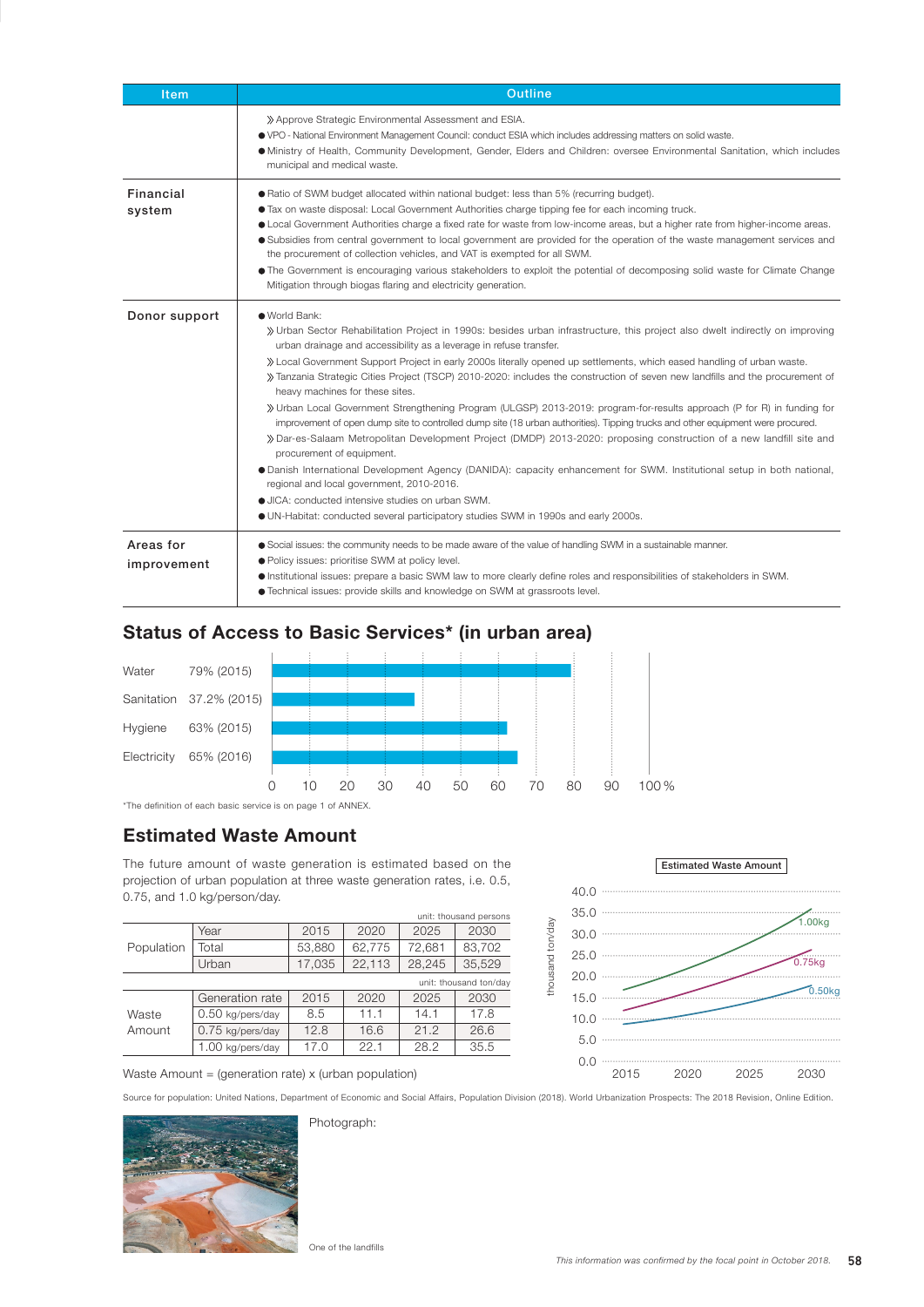| Item | Outline |
|---|---|
| | » Approve Strategic Environmental Assessment and ESIA.<br>● VPO - National Environment Management Council: conduct ESIA which includes addressing matters on solid waste.<br>● Ministry of Health, Community Development, Gender, Elders and Children: oversee Environmental Sanitation, which includes municipal and medical waste. |
| Financial system | ● Ratio of SWM budget allocated within national budget: less than 5% (recurring budget).<br>● Tax on waste disposal: Local Government Authorities charge tipping fee for each incoming truck.<br>● Local Government Authorities charge a fixed rate for waste from low-income areas, but a higher rate from higher-income areas.<br>● Subsidies from central government to local government are provided for the operation of the waste management services and the procurement of collection vehicles, and VAT is exempted for all SWM.<br>● The Government is encouraging various stakeholders to exploit the potential of decomposing solid waste for Climate Change Mitigation through biogas flaring and electricity generation. |
| Donor support | ● World Bank:<br>» Urban Sector Rehabilitation Project in 1990s: besides urban infrastructure, this project also dwelt indirectly on improving urban drainage and accessibility as a leverage in refuse transfer.<br>» Local Government Support Project in early 2000s literally opened up settlements, which eased handling of urban waste.<br>» Tanzania Strategic Cities Project (TSCP) 2010-2020: includes the construction of seven new landfills and the procurement of heavy machines for these sites.<br>» Urban Local Government Strengthening Program (ULGSP) 2013-2019: program-for-results approach (P for R) in funding for improvement of open dump site to controlled dump site (18 urban authorities). Tipping trucks and other equipment were procured.<br>» Dar-es-Salaam Metropolitan Development Project (DMDP) 2013-2020: proposing construction of a new landfill site and procurement of equipment.<br>● Danish International Development Agency (DANIDA): capacity enhancement for SWM. Institutional setup in both national, regional and local government, 2010-2016.<br>● JICA: conducted intensive studies on urban SWM.<br>● UN-Habitat: conducted several participatory studies SWM in 1990s and early 2000s. |
| Areas for improvement | ● Social issues: the community needs to be made aware of the value of handling SWM in a sustainable manner.<br>● Policy issues: prioritise SWM at policy level.<br>● Institutional issues: prepare a basic SWM law to more clearly define roles and responsibilities of stakeholders in SWM.<br>● Technical issues: provide skills and knowledge on SWM at grassroots level. |

## Status of Access to Basic Services* (in urban area)

Water 79% (2015)
Sanitation 37.2% (2015)
Hygiene 63% (2015)
Electricity 65% (2016)

0 10 20 30 40 50 60 70 80 90 100 %

*The definition of each basic service is on page 1 of ANNEX.

## Estimated Waste Amount

The future amount of waste generation is estimated based on the projection of urban population at three waste generation rates, i.e. 0.5, 0.75, and 1.0 kg/person/day.

unit: thousand persons

| | Year | 2015 | 2020 | 2025 | 2030 |
|---|---|---|---|---|---|
| Population | Total | 53,880 | 62,775 | 72,681 | 83,702 |
| | Urban | 17,035 | 22,113 | 28,245 | 35,529 |

unit: thousand ton/day

| | Generation rate | 2015 | 2020 | 2025 | 2030 |
|---|---|---|---|---|---|
| Waste Amount | 0.50 kg/pers/day | 8.5 | 11.1 | 14.1 | 17.8 |
| | 0.75 kg/pers/day | 12.8 | 16.6 | 21.2 | 26.6 |
| | 1.00 kg/pers/day | 17.0 | 22.1 | 28.2 | 35.5 |

Waste Amount = (generation rate) x (urban population)

Estimated Waste Amount
thousand ton/day
40.0 35.0 30.0 25.0 20.0 15.0 10.0 5.0 0.0
2015 2020 2025 2030
1.00kg
0.75kg
0.50kg

Source for population: United Nations, Department of Economic and Social Affairs, Population Division (2018). World Urbanization Prospects: The 2018 Revision, Online Edition.

Photograph:

One of the landfills

*This information was confirmed by the focal point in October 2018.*